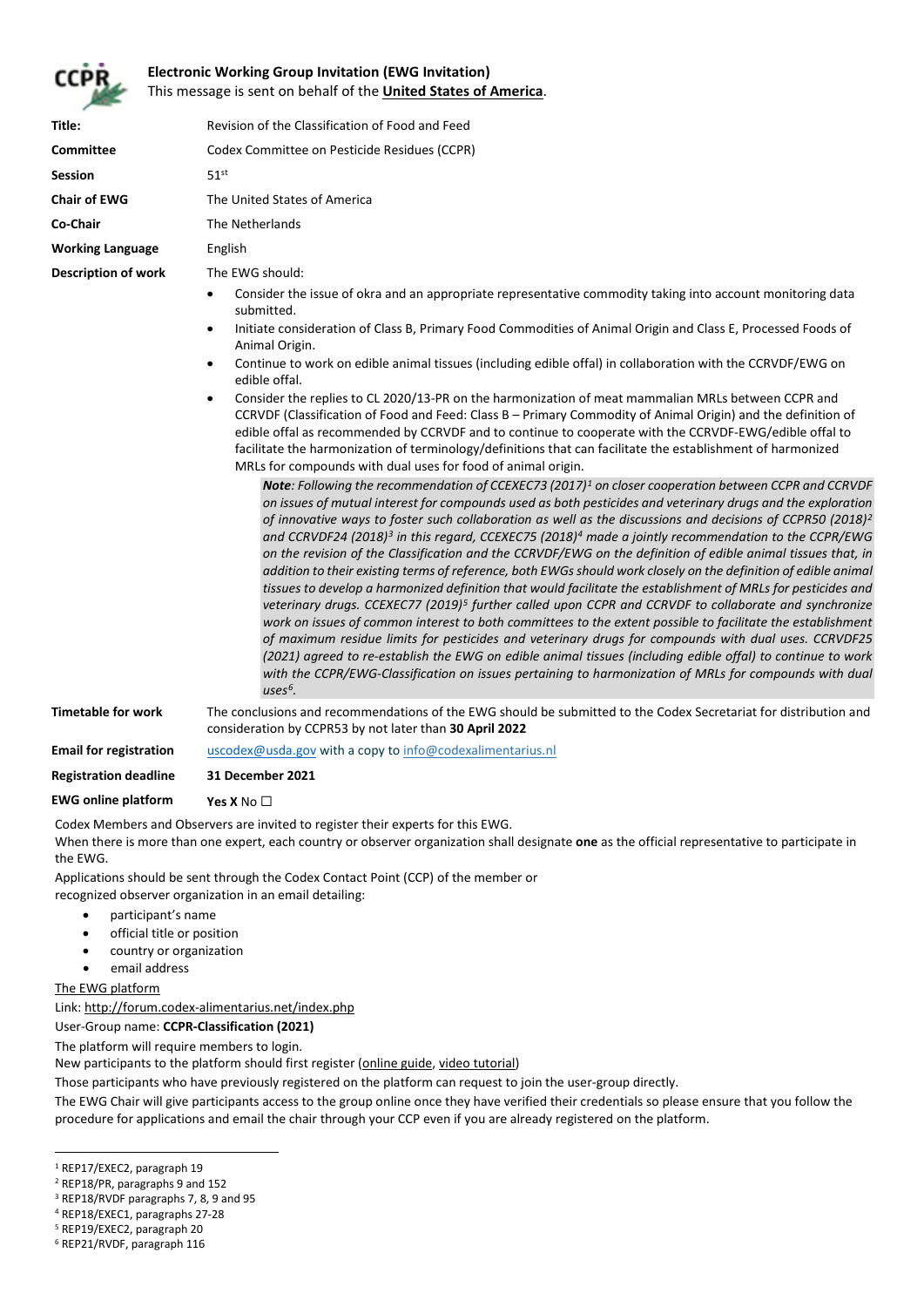# Electronic Working Group Invitation (EWG Invitation)

This message is sent on behalf of the **United States of America**.

| | |
|---|---|
| **Title:** | Revision of the Classification of Food and Feed |
| **Committee** | Codex Committee on Pesticide Residues (CCPR) |
| **Session** | 51st |
| **Chair of EWG** | The United States of America |
| **Co-Chair** | The Netherlands |
| **Working Language** | English |
| **Description of work** | The EWG should: |

- Consider the issue of okra and an appropriate representative commodity taking into account monitoring data submitted.
- Initiate consideration of Class B, Primary Food Commodities of Animal Origin and Class E, Processed Foods of Animal Origin.
- Continue to work on edible animal tissues (including edible offal) in collaboration with the CCRVDF/EWG on edible offal.
- Consider the replies to CL 2020/13-PR on the harmonization of meat mammalian MRLs between CCPR and CCRVDF (Classification of Food and Feed: Class B – Primary Commodity of Animal Origin) and the definition of edible offal as recommended by CCRVDF and to continue to cooperate with the CCRVDF-EWG/edible offal to facilitate the harmonization of terminology/definitions that can facilitate the establishment of harmonized MRLs for compounds with dual uses for food of animal origin.

***Note**: Following the recommendation of CCEXEC73 (2017)[1] on closer cooperation between CCPR and CCRVDF on issues of mutual interest for compounds used as both pesticides and veterinary drugs and the exploration of innovative ways to foster such collaboration as well as the discussions and decisions of CCPR50 (2018)[2] and CCRVDF24 (2018)[3] in this regard, CCEXEC75 (2018)[4] made a jointly recommendation to the CCPR/EWG on the revision of the Classification and the CCRVDF/EWG on the definition of edible animal tissues that, in addition to their existing terms of reference, both EWGs should work closely on the definition of edible animal tissues to develop a harmonized definition that would facilitate the establishment of MRLs for pesticides and veterinary drugs. CCEXEC77 (2019)[5] further called upon CCPR and CCRVDF to collaborate and synchronize work on issues of common interest to both committees to the extent possible to facilitate the establishment of maximum residue limits for pesticides and veterinary drugs for compounds with dual uses. CCRVDF25 (2021) agreed to re-establish the EWG on edible animal tissues (including edible offal) to continue to work with the CCPR/EWG-Classification on issues pertaining to harmonization of MRLs for compounds with dual uses[6].*

| | |
|---|---|
| **Timetable for work** | The conclusions and recommendations of the EWG should be submitted to the Codex Secretariat for distribution and consideration by CCPR53 by not later than **30 April 2022** |
| **Email for registration** | uscodex@usda.gov with a copy to info@codexalimentarius.nl |
| **Registration deadline** | **31 December 2021** |
| **EWG online platform** | **Yes X** No ☐ |

Codex Members and Observers are invited to register their experts for this EWG.

When there is more than one expert, each country or observer organization shall designate **one** as the official representative to participate in the EWG.

Applications should be sent through the Codex Contact Point (CCP) of the member or recognized observer organization in an email detailing:

- participant's name
- official title or position
- country or organization
- email address

The EWG platform

Link: http://forum.codex-alimentarius.net/index.php

User-Group name: **CCPR-Classification (2021)**

The platform will require members to login.

New participants to the platform should first register (online guide, video tutorial)

Those participants who have previously registered on the platform can request to join the user-group directly.

The EWG Chair will give participants access to the group online once they have verified their credentials so please ensure that you follow the procedure for applications and email the chair through your CCP even if you are already registered on the platform.

---

[1] REP17/EXEC2, paragraph 19

[2] REP18/PR, paragraphs 9 and 152

[3] REP18/RVDF paragraphs 7, 8, 9 and 95

[4] REP18/EXEC1, paragraphs 27-28

[5] REP19/EXEC2, paragraph 20

[6] REP21/RVDF, paragraph 116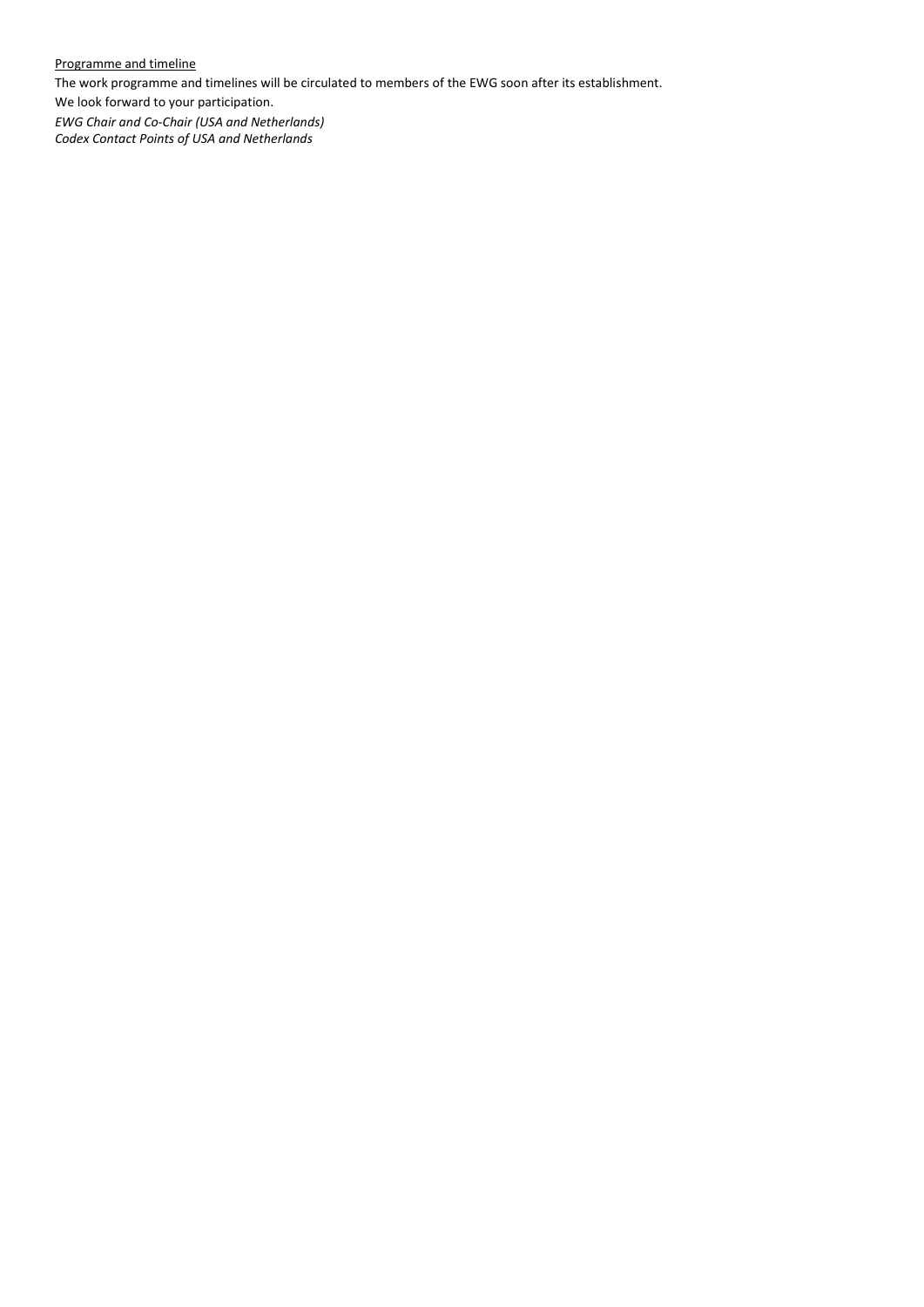Programme and timeline

The work programme and timelines will be circulated to members of the EWG soon after its establishment.

We look forward to your participation.

*EWG Chair and Co-Chair (USA and Netherlands)*
*Codex Contact Points of USA and Netherlands*